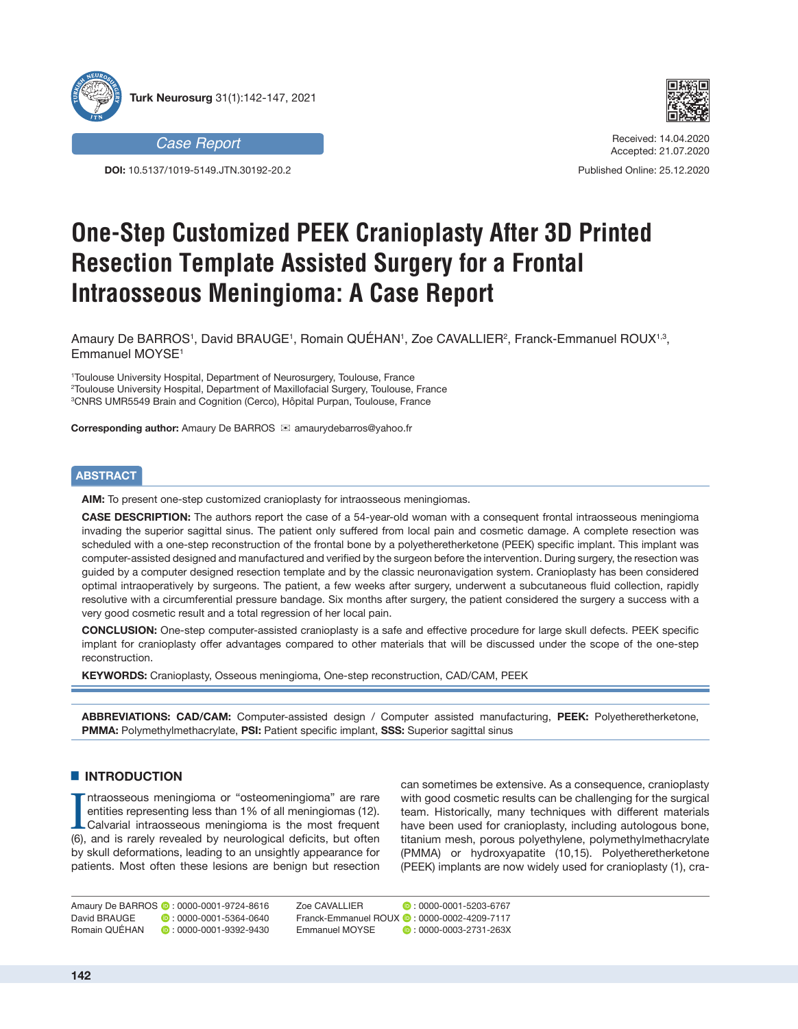Case Report

**DOI:** 10.5137/1019-5149.JTN.30192-20.2

Received: 14.04.2020
Accepted: 21.07.2020

Published Online: 25.12.2020

# One-Step Customized PEEK Cranioplasty After 3D Printed Resection Template Assisted Surgery for a Frontal Intraosseous Meningioma: A Case Report

Amaury De BARROS[1], David BRAUGE[1], Romain QUÉHAN[1], Zoe CAVALLIER[2], Franck-Emmanuel ROUX[1,3], Emmanuel MOYSE[1]

[1]Toulouse University Hospital, Department of Neurosurgery, Toulouse, France
[2]Toulouse University Hospital, Department of Maxillofacial Surgery, Toulouse, France
[3]CNRS UMR5549 Brain and Cognition (Cerco), Hôpital Purpan, Toulouse, France

**Corresponding author:** Amaury De BARROS ✉ amaurydebarros@yahoo.fr

## ABSTRACT

**AIM:** To present one-step customized cranioplasty for intraosseous meningiomas.

**CASE DESCRIPTION:** The authors report the case of a 54-year-old woman with a consequent frontal intraosseous meningioma invading the superior sagittal sinus. The patient only suffered from local pain and cosmetic damage. A complete resection was scheduled with a one-step reconstruction of the frontal bone by a polyetheretherketone (PEEK) specific implant. This implant was computer-assisted designed and manufactured and verified by the surgeon before the intervention. During surgery, the resection was guided by a computer designed resection template and by the classic neuronavigation system. Cranioplasty has been considered optimal intraoperatively by surgeons. The patient, a few weeks after surgery, underwent a subcutaneous fluid collection, rapidly resolutive with a circumferential pressure bandage. Six months after surgery, the patient considered the surgery a success with a very good cosmetic result and a total regression of her local pain.

**CONCLUSION:** One-step computer-assisted cranioplasty is a safe and effective procedure for large skull defects. PEEK specific implant for cranioplasty offer advantages compared to other materials that will be discussed under the scope of the one-step reconstruction.

**KEYWORDS:** Cranioplasty, Osseous meningioma, One-step reconstruction, CAD/CAM, PEEK

**ABBREVIATIONS: CAD/CAM:** Computer-assisted design / Computer assisted manufacturing, **PEEK:** Polyetheretherketone, **PMMA:** Polymethylmethacrylate, **PSI:** Patient specific implant, **SSS:** Superior sagittal sinus

## INTRODUCTION

Intraosseous meningioma or "osteomeningioma" are rare entities representing less than 1% of all meningiomas (12). Calvarial intraosseous meningioma is the most frequent (6), and is rarely revealed by neurological deficits, but often by skull deformations, leading to an unsightly appearance for patients. Most often these lesions are benign but resection can sometimes be extensive. As a consequence, cranioplasty with good cosmetic results can be challenging for the surgical team. Historically, many techniques with different materials have been used for cranioplasty, including autologous bone, titanium mesh, porous polyethylene, polymethylmethacrylate (PMMA) or hydroxyapatite (10,15). Polyetheretherketone (PEEK) implants are now widely used for cranioplasty (1), cra-

Amaury De BARROS : 0000-0001-9724-8616
David BRAUGE : 0000-0001-5364-0640
Romain QUÉHAN : 0000-0001-9392-9430
Zoe CAVALLIER : 0000-0001-5203-6767
Franck-Emmanuel ROUX : 0000-0002-4209-7117
Emmanuel MOYSE : 0000-0003-2731-263X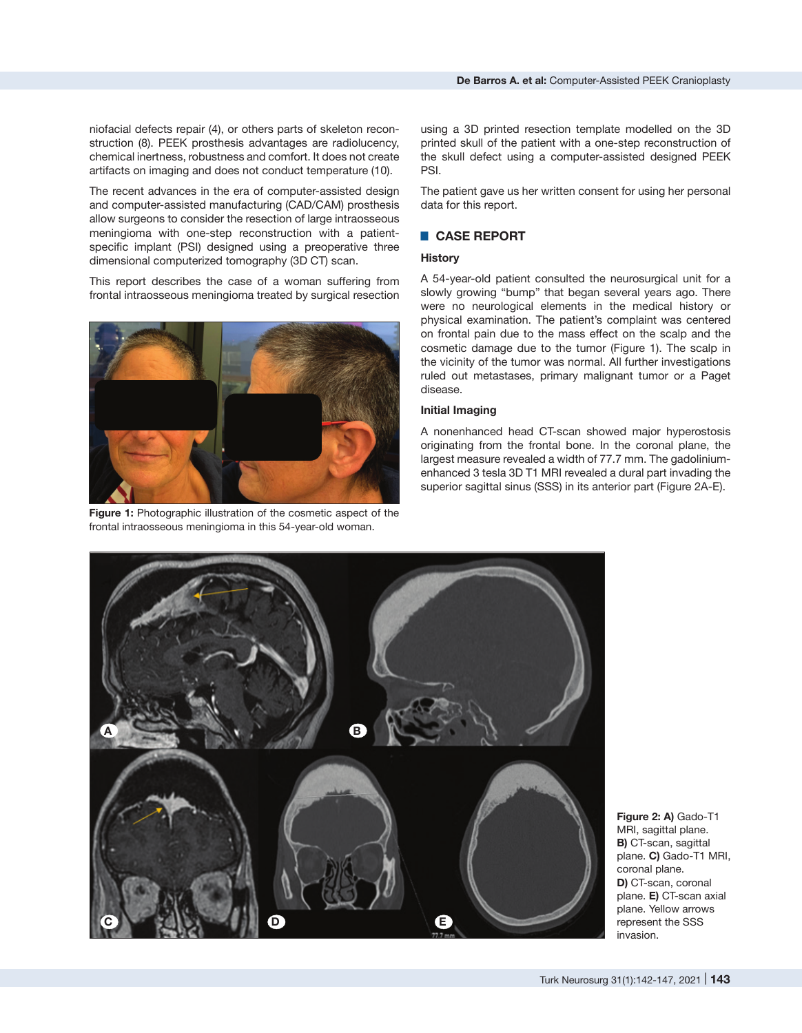niofacial defects repair (4), or others parts of skeleton reconstruction (8). PEEK prosthesis advantages are radiolucency, chemical inertness, robustness and comfort. It does not create artifacts on imaging and does not conduct temperature (10).

The recent advances in the era of computer-assisted design and computer-assisted manufacturing (CAD/CAM) prosthesis allow surgeons to consider the resection of large intraosseous meningioma with one-step reconstruction with a patient-specific implant (PSI) designed using a preoperative three dimensional computerized tomography (3D CT) scan.

This report describes the case of a woman suffering from frontal intraosseous meningioma treated by surgical resection using a 3D printed resection template modelled on the 3D printed skull of the patient with a one-step reconstruction of the skull defect using a computer-assisted designed PEEK PSI.

The patient gave us her written consent for using her personal data for this report.

**Figure 1:** Photographic illustration of the cosmetic aspect of the frontal intraosseous meningioma in this 54-year-old woman.

## CASE REPORT

### History

A 54-year-old patient consulted the neurosurgical unit for a slowly growing "bump" that began several years ago. There were no neurological elements in the medical history or physical examination. The patient's complaint was centered on frontal pain due to the mass effect on the scalp and the cosmetic damage due to the tumor (Figure 1). The scalp in the vicinity of the tumor was normal. All further investigations ruled out metastases, primary malignant tumor or a Paget disease.

### Initial Imaging

A nonenhanced head CT-scan showed major hyperostosis originating from the frontal bone. In the coronal plane, the largest measure revealed a width of 77.7 mm. The gadolinium-enhanced 3 tesla 3D T1 MRI revealed a dural part invading the superior sagittal sinus (SSS) in its anterior part (Figure 2A-E).

**Figure 2: A)** Gado-T1 MRI, sagittal plane. **B)** CT-scan, sagittal plane. **C)** Gado-T1 MRI, coronal plane. **D)** CT-scan, coronal plane. **E)** CT-scan axial plane. Yellow arrows represent the SSS invasion.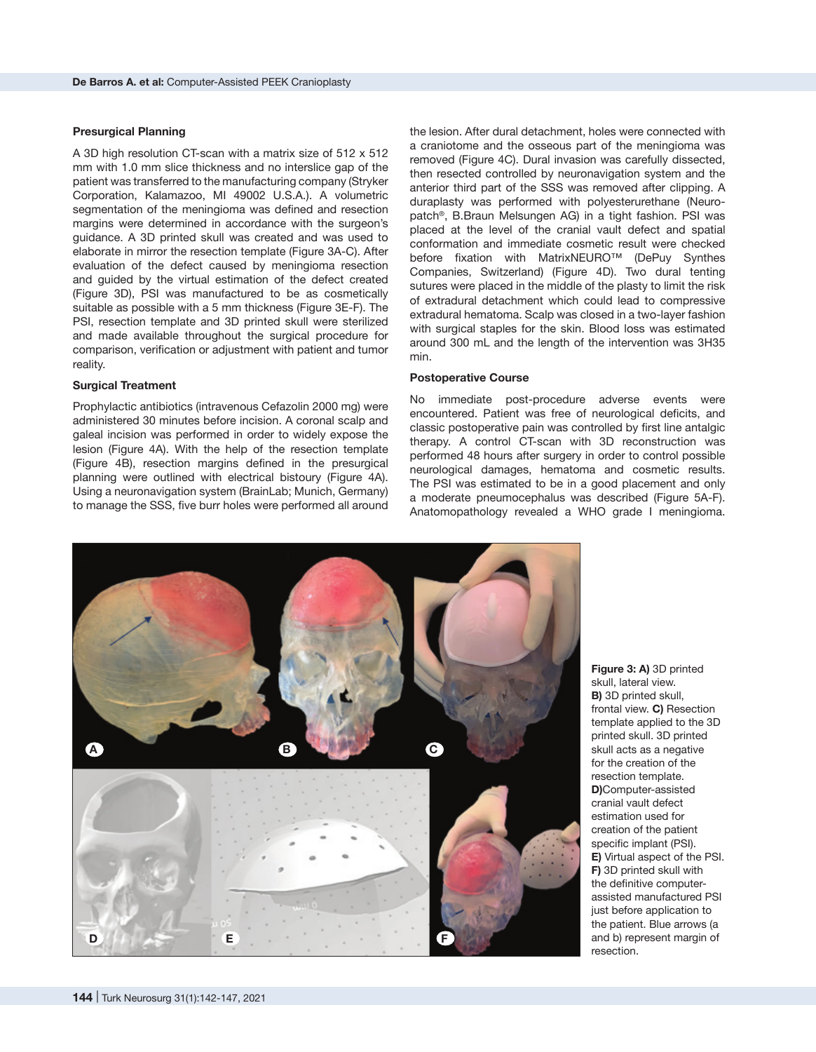### Presurgical Planning

A 3D high resolution CT-scan with a matrix size of 512 x 512 mm with 1.0 mm slice thickness and no interslice gap of the patient was transferred to the manufacturing company (Stryker Corporation, Kalamazoo, MI 49002 U.S.A.). A volumetric segmentation of the meningioma was defined and resection margins were determined in accordance with the surgeon's guidance. A 3D printed skull was created and was used to elaborate in mirror the resection template (Figure 3A-C). After evaluation of the defect caused by meningioma resection and guided by the virtual estimation of the defect created (Figure 3D), PSI was manufactured to be as cosmetically suitable as possible with a 5 mm thickness (Figure 3E-F). The PSI, resection template and 3D printed skull were sterilized and made available throughout the surgical procedure for comparison, verification or adjustment with patient and tumor reality.

### Surgical Treatment

Prophylactic antibiotics (intravenous Cefazolin 2000 mg) were administered 30 minutes before incision. A coronal scalp and galeal incision was performed in order to widely expose the lesion (Figure 4A). With the help of the resection template (Figure 4B), resection margins defined in the presurgical planning were outlined with electrical bistoury (Figure 4A). Using a neuronavigation system (BrainLab; Munich, Germany) to manage the SSS, five burr holes were performed all around the lesion. After dural detachment, holes were connected with a craniotome and the osseous part of the meningioma was removed (Figure 4C). Dural invasion was carefully dissected, then resected controlled by neuronavigation system and the anterior third part of the SSS was removed after clipping. A duraplasty was performed with polyesterurethane (Neuro-patch®, B.Braun Melsungen AG) in a tight fashion. PSI was placed at the level of the cranial vault defect and spatial conformation and immediate cosmetic result were checked before fixation with MatrixNEURO™ (DePuy Synthes Companies, Switzerland) (Figure 4D). Two dural tenting sutures were placed in the middle of the plasty to limit the risk of extradural detachment which could lead to compressive extradural hematoma. Scalp was closed in a two-layer fashion with surgical staples for the skin. Blood loss was estimated around 300 mL and the length of the intervention was 3H35 min.

### Postoperative Course

No immediate post-procedure adverse events were encountered. Patient was free of neurological deficits, and classic postoperative pain was controlled by first line antalgic therapy. A control CT-scan with 3D reconstruction was performed 48 hours after surgery in order to control possible neurological damages, hematoma and cosmetic results. The PSI was estimated to be in a good placement and only a moderate pneumocephalus was described (Figure 5A-F). Anatomopathology revealed a WHO grade I meningioma.

**Figure 3: A)** 3D printed skull, lateral view. **B)** 3D printed skull, frontal view. **C)** Resection template applied to the 3D printed skull. 3D printed skull acts as a negative for the creation of the resection template. **D)** Computer-assisted cranial vault defect estimation used for creation of the patient specific implant (PSI). **E)** Virtual aspect of the PSI. **F)** 3D printed skull with the definitive computer-assisted manufactured PSI just before application to the patient. Blue arrows (a and b) represent margin of resection.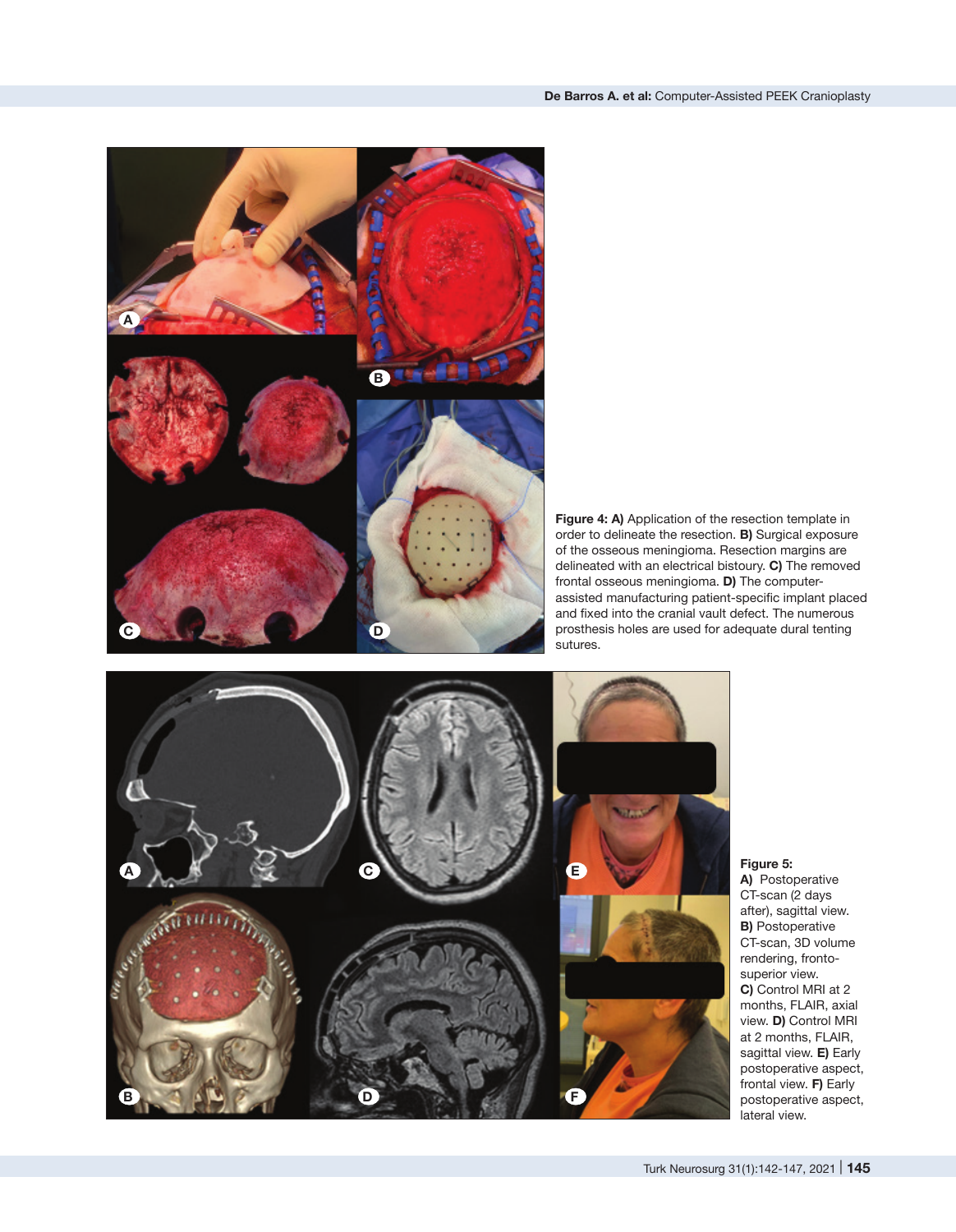**Figure 4: A)** Application of the resection template in order to delineate the resection. **B)** Surgical exposure of the osseous meningioma. Resection margins are delineated with an electrical bistoury. **C)** The removed frontal osseous meningioma. **D)** The computer-assisted manufacturing patient-specific implant placed and fixed into the cranial vault defect. The numerous prosthesis holes are used for adequate dural tenting sutures.

**Figure 5:** **A)** Postoperative CT-scan (2 days after), sagittal view. **B)** Postoperative CT-scan, 3D volume rendering, fronto-superior view. **C)** Control MRI at 2 months, FLAIR, axial view. **D)** Control MRI at 2 months, FLAIR, sagittal view. **E)** Early postoperative aspect, frontal view. **F)** Early postoperative aspect, lateral view.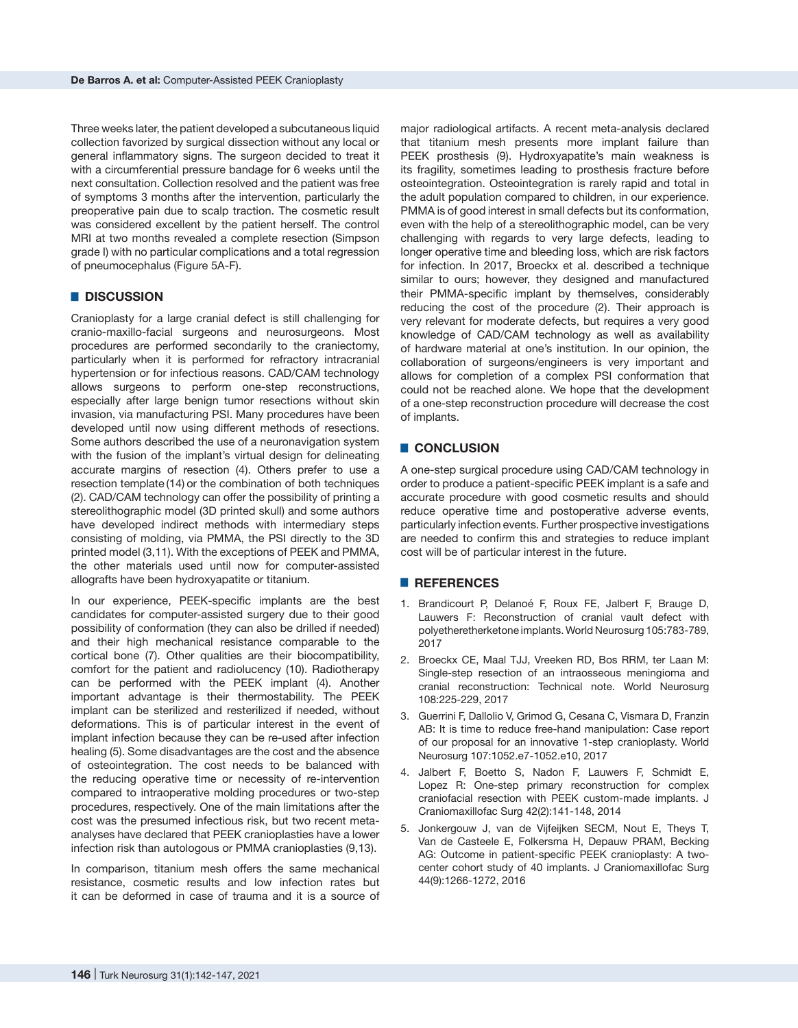Three weeks later, the patient developed a subcutaneous liquid collection favorized by surgical dissection without any local or general inflammatory signs. The surgeon decided to treat it with a circumferential pressure bandage for 6 weeks until the next consultation. Collection resolved and the patient was free of symptoms 3 months after the intervention, particularly the preoperative pain due to scalp traction. The cosmetic result was considered excellent by the patient herself. The control MRI at two months revealed a complete resection (Simpson grade I) with no particular complications and a total regression of pneumocephalus (Figure 5A-F).

## DISCUSSION

Cranioplasty for a large cranial defect is still challenging for cranio-maxillo-facial surgeons and neurosurgeons. Most procedures are performed secondarily to the craniectomy, particularly when it is performed for refractory intracranial hypertension or for infectious reasons. CAD/CAM technology allows surgeons to perform one-step reconstructions, especially after large benign tumor resections without skin invasion, via manufacturing PSI. Many procedures have been developed until now using different methods of resections. Some authors described the use of a neuronavigation system with the fusion of the implant's virtual design for delineating accurate margins of resection (4). Others prefer to use a resection template (14) or the combination of both techniques (2). CAD/CAM technology can offer the possibility of printing a stereolithographic model (3D printed skull) and some authors have developed indirect methods with intermediary steps consisting of molding, via PMMA, the PSI directly to the 3D printed model (3,11). With the exceptions of PEEK and PMMA, the other materials used until now for computer-assisted allografts have been hydroxyapatite or titanium.

In our experience, PEEK-specific implants are the best candidates for computer-assisted surgery due to their good possibility of conformation (they can also be drilled if needed) and their high mechanical resistance comparable to the cortical bone (7). Other qualities are their biocompatibility, comfort for the patient and radiolucency (10). Radiotherapy can be performed with the PEEK implant (4). Another important advantage is their thermostability. The PEEK implant can be sterilized and resterilized if needed, without deformations. This is of particular interest in the event of implant infection because they can be re-used after infection healing (5). Some disadvantages are the cost and the absence of osteointegration. The cost needs to be balanced with the reducing operative time or necessity of re-intervention compared to intraoperative molding procedures or two-step procedures, respectively. One of the main limitations after the cost was the presumed infectious risk, but two recent meta-analyses have declared that PEEK cranioplasties have a lower infection risk than autologous or PMMA cranioplasties (9,13).

In comparison, titanium mesh offers the same mechanical resistance, cosmetic results and low infection rates but it can be deformed in case of trauma and it is a source of major radiological artifacts. A recent meta-analysis declared that titanium mesh presents more implant failure than PEEK prosthesis (9). Hydroxyapatite's main weakness is its fragility, sometimes leading to prosthesis fracture before osteointegration. Osteointegration is rarely rapid and total in the adult population compared to children, in our experience. PMMA is of good interest in small defects but its conformation, even with the help of a stereolithographic model, can be very challenging with regards to very large defects, leading to longer operative time and bleeding loss, which are risk factors for infection. In 2017, Broeckx et al. described a technique similar to ours; however, they designed and manufactured their PMMA-specific implant by themselves, considerably reducing the cost of the procedure (2). Their approach is very relevant for moderate defects, but requires a very good knowledge of CAD/CAM technology as well as availability of hardware material at one's institution. In our opinion, the collaboration of surgeons/engineers is very important and allows for completion of a complex PSI conformation that could not be reached alone. We hope that the development of a one-step reconstruction procedure will decrease the cost of implants.

## CONCLUSION

A one-step surgical procedure using CAD/CAM technology in order to produce a patient-specific PEEK implant is a safe and accurate procedure with good cosmetic results and should reduce operative time and postoperative adverse events, particularly infection events. Further prospective investigations are needed to confirm this and strategies to reduce implant cost will be of particular interest in the future.

## REFERENCES

1. Brandicourt P, Delanoé F, Roux FE, Jalbert F, Brauge D, Lauwers F: Reconstruction of cranial vault defect with polyetheretherketone implants. World Neurosurg 105:783-789, 2017
2. Broeckx CE, Maal TJJ, Vreeken RD, Bos RRM, ter Laan M: Single-step resection of an intraosseous meningioma and cranial reconstruction: Technical note. World Neurosurg 108:225-229, 2017
3. Guerrini F, Dallolio V, Grimod G, Cesana C, Vismara D, Franzin AB: It is time to reduce free-hand manipulation: Case report of our proposal for an innovative 1-step cranioplasty. World Neurosurg 107:1052.e7-1052.e10, 2017
4. Jalbert F, Boetto S, Nadon F, Lauwers F, Schmidt E, Lopez R: One-step primary reconstruction for complex craniofacial resection with PEEK custom-made implants. J Craniomaxillofac Surg 42(2):141-148, 2014
5. Jonkergouw J, van de Vijfeijken SECM, Nout E, Theys T, Van de Casteele E, Folkersma H, Depauw PRAM, Becking AG: Outcome in patient-specific PEEK cranioplasty: A two-center cohort study of 40 implants. J Craniomaxillofac Surg 44(9):1266-1272, 2016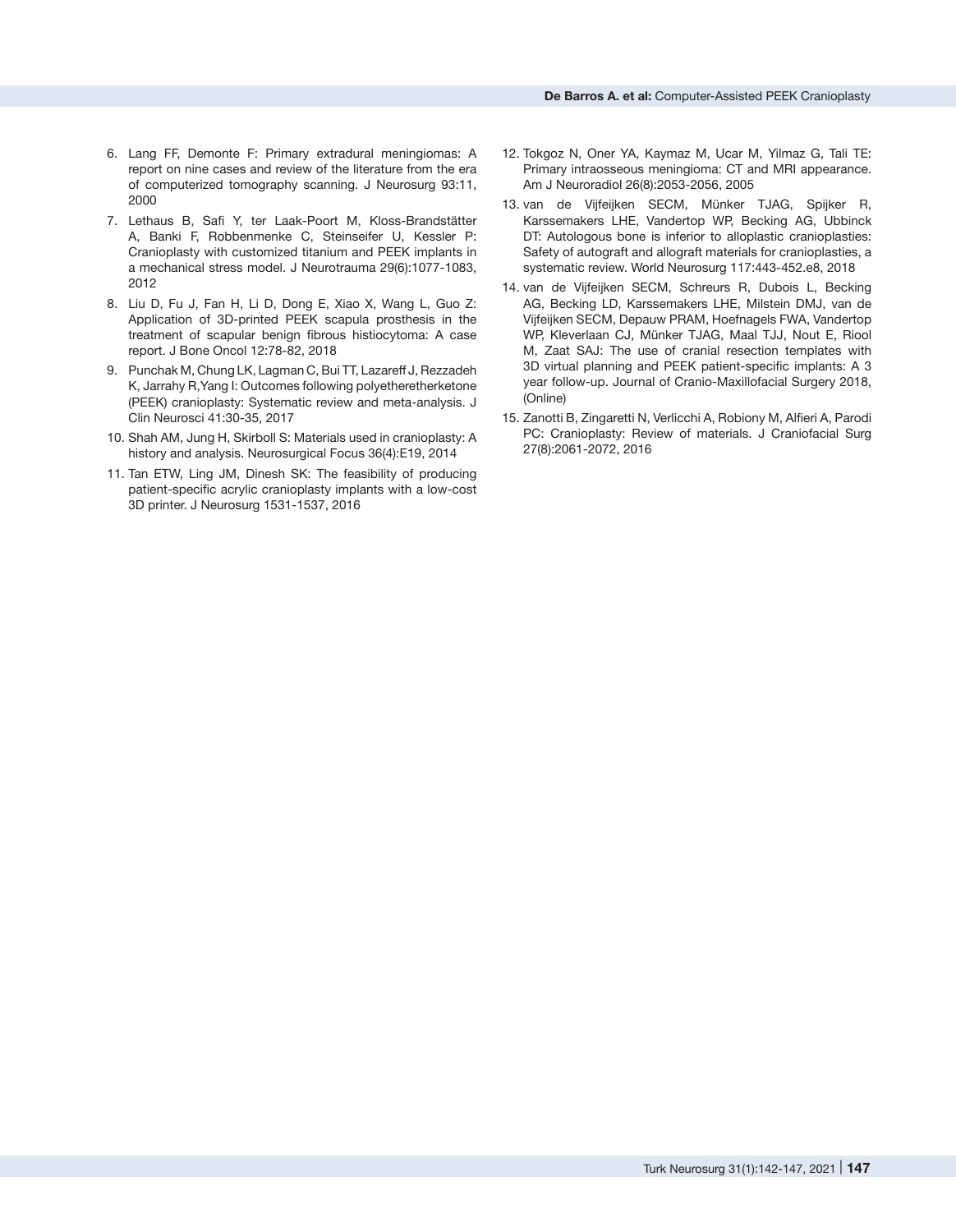6. Lang FF, Demonte F: Primary extradural meningiomas: A report on nine cases and review of the literature from the era of computerized tomography scanning. J Neurosurg 93:11, 2000
7. Lethaus B, Safi Y, ter Laak-Poort M, Kloss-Brandstätter A, Banki F, Robbenmenke C, Steinseifer U, Kessler P: Cranioplasty with customized titanium and PEEK implants in a mechanical stress model. J Neurotrauma 29(6):1077-1083, 2012
8. Liu D, Fu J, Fan H, Li D, Dong E, Xiao X, Wang L, Guo Z: Application of 3D-printed PEEK scapula prosthesis in the treatment of scapular benign fibrous histiocytoma: A case report. J Bone Oncol 12:78-82, 2018
9. Punchak M, Chung LK, Lagman C, Bui TT, Lazareff J, Rezzadeh K, Jarrahy R, Yang I: Outcomes following polyetheretherketone (PEEK) cranioplasty: Systematic review and meta-analysis. J Clin Neurosci 41:30-35, 2017
10. Shah AM, Jung H, Skirboll S: Materials used in cranioplasty: A history and analysis. Neurosurgical Focus 36(4):E19, 2014
11. Tan ETW, Ling JM, Dinesh SK: The feasibility of producing patient-specific acrylic cranioplasty implants with a low-cost 3D printer. J Neurosurg 1531-1537, 2016
12. Tokgoz N, Oner YA, Kaymaz M, Ucar M, Yilmaz G, Tali TE: Primary intraosseous meningioma: CT and MRI appearance. Am J Neuroradiol 26(8):2053-2056, 2005
13. van de Vijfeijken SECM, Münker TJAG, Spijker R, Karssemakers LHE, Vandertop WP, Becking AG, Ubbinck DT: Autologous bone is inferior to alloplastic cranioplasties: Safety of autograft and allograft materials for cranioplasties, a systematic review. World Neurosurg 117:443-452.e8, 2018
14. van de Vijfeijken SECM, Schreurs R, Dubois L, Becking AG, Becking LD, Karssemakers LHE, Milstein DMJ, van de Vijfeijken SECM, Depauw PRAM, Hoefnagels FWA, Vandertop WP, Kleverlaan CJ, Münker TJAG, Maal TJJ, Nout E, Riool M, Zaat SAJ: The use of cranial resection templates with 3D virtual planning and PEEK patient-specific implants: A 3 year follow-up. Journal of Cranio-Maxillofacial Surgery 2018, (Online)
15. Zanotti B, Zingaretti N, Verlicchi A, Robiony M, Alfieri A, Parodi PC: Cranioplasty: Review of materials. J Craniofacial Surg 27(8):2061-2072, 2016